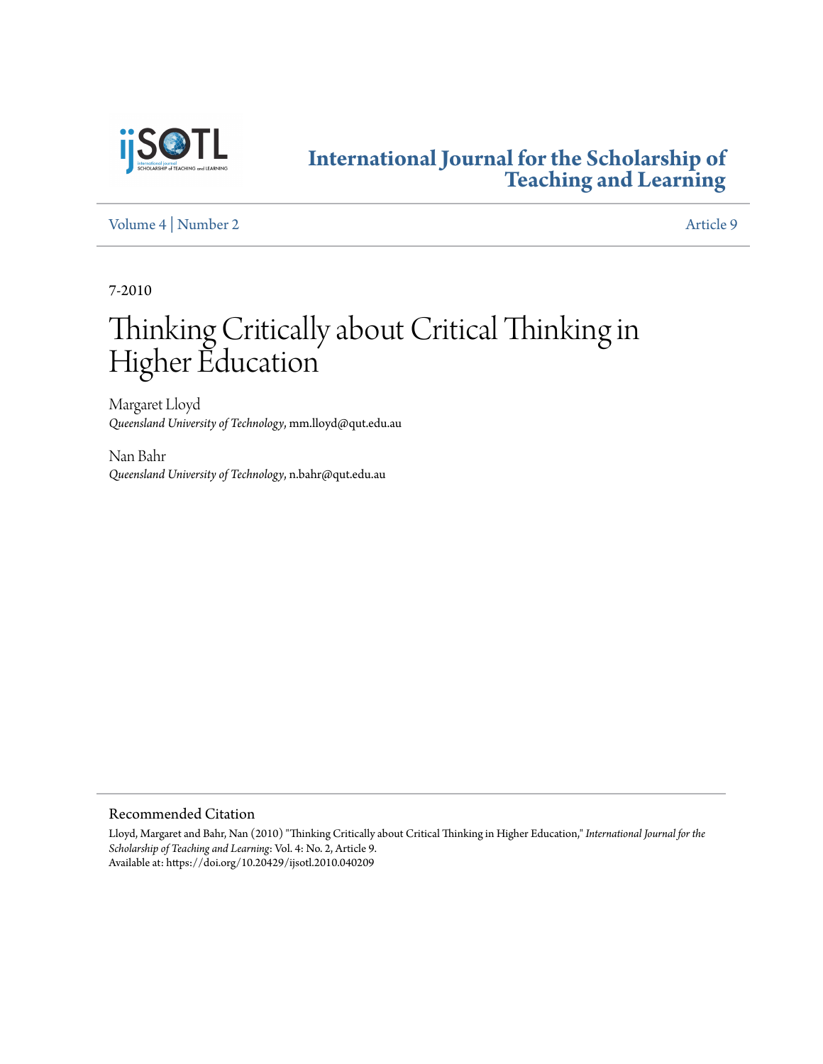# International Journal for the Scholarship of Teaching and Learning

Volume 4 | Number 2 Article 9

7-2010

# Thinking Critically about Critical Thinking in Higher Education

Margaret Lloyd
*Queensland University of Technology*, mm.lloyd@qut.edu.au

Nan Bahr
*Queensland University of Technology*, n.bahr@qut.edu.au

## Recommended Citation

Lloyd, Margaret and Bahr, Nan (2010) "Thinking Critically about Critical Thinking in Higher Education," *International Journal for the Scholarship of Teaching and Learning*: Vol. 4: No. 2, Article 9.
Available at: https://doi.org/10.20429/ijsotl.2010.040209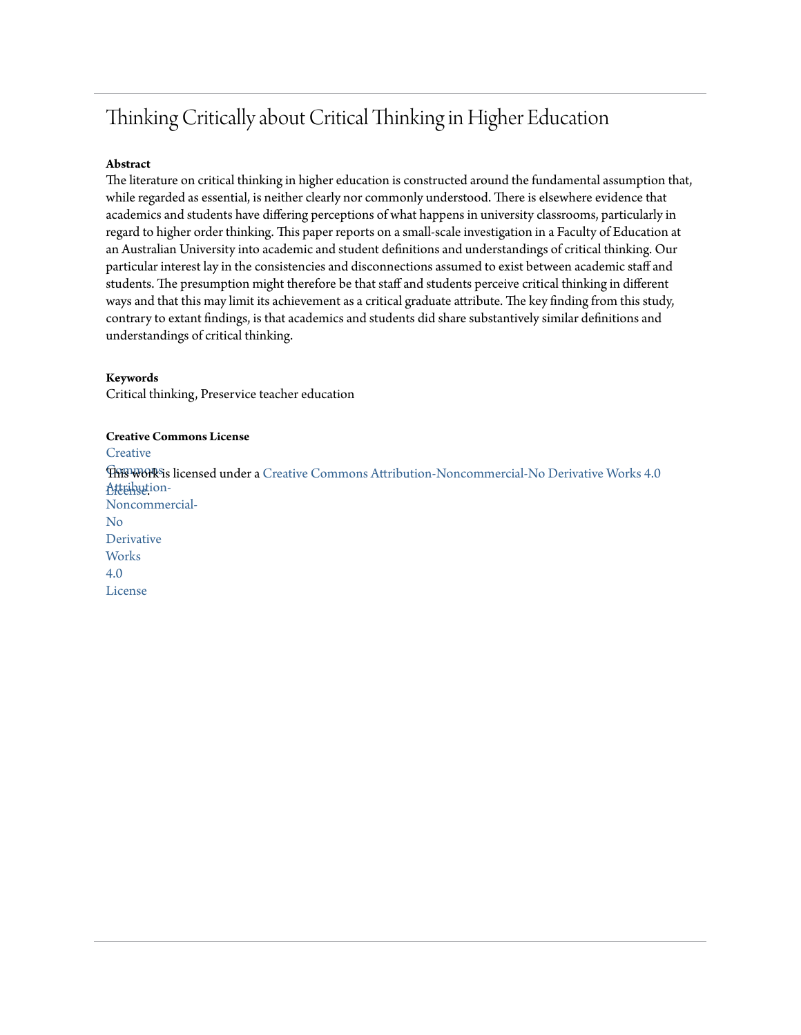# Thinking Critically about Critical Thinking in Higher Education

**Abstract**

The literature on critical thinking in higher education is constructed around the fundamental assumption that, while regarded as essential, is neither clearly nor commonly understood. There is elsewhere evidence that academics and students have differing perceptions of what happens in university classrooms, particularly in regard to higher order thinking. This paper reports on a small-scale investigation in a Faculty of Education at an Australian University into academic and student definitions and understandings of critical thinking. Our particular interest lay in the consistencies and disconnections assumed to exist between academic staff and students. The presumption might therefore be that staff and students perceive critical thinking in different ways and that this may limit its achievement as a critical graduate attribute. The key finding from this study, contrary to extant findings, is that academics and students did share substantively similar definitions and understandings of critical thinking.

**Keywords**

Critical thinking, Preservice teacher education

**Creative Commons License**

Creative Commons Attribution-Noncommercial-No Derivative Works 4.0 License

This work is licensed under a Creative Commons Attribution-Noncommercial-No Derivative Works 4.0 License.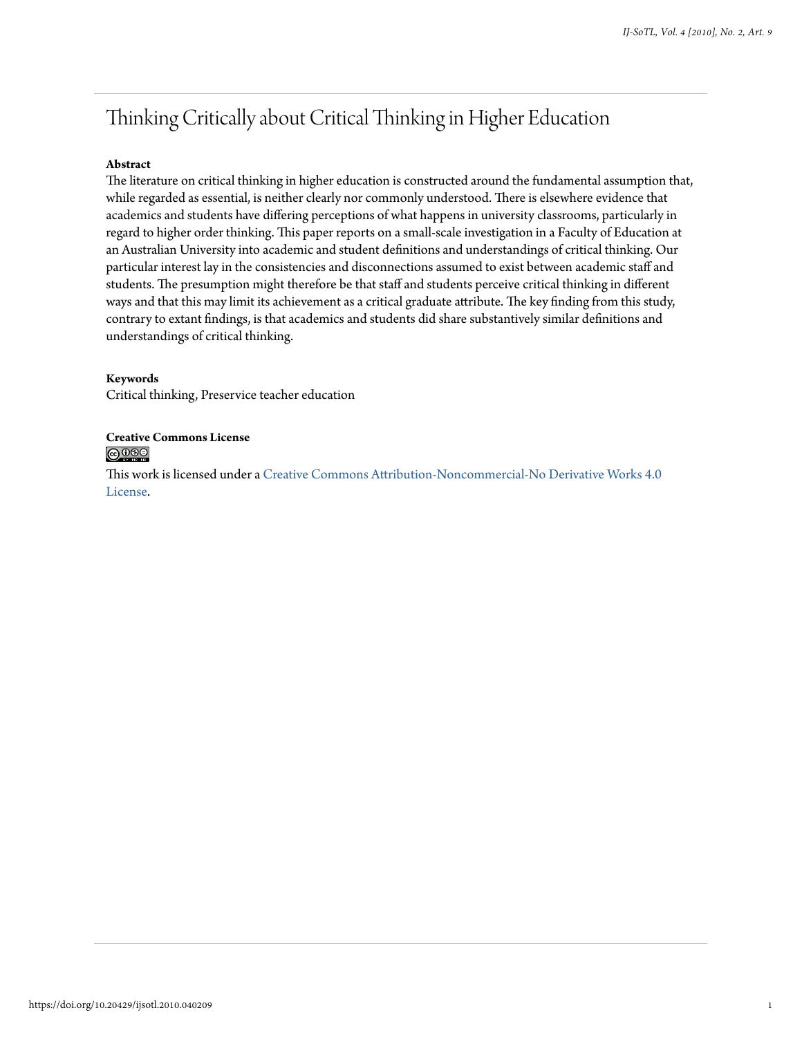# Thinking Critically about Critical Thinking in Higher Education

**Abstract**

The literature on critical thinking in higher education is constructed around the fundamental assumption that, while regarded as essential, is neither clearly nor commonly understood. There is elsewhere evidence that academics and students have differing perceptions of what happens in university classrooms, particularly in regard to higher order thinking. This paper reports on a small-scale investigation in a Faculty of Education at an Australian University into academic and student definitions and understandings of critical thinking. Our particular interest lay in the consistencies and disconnections assumed to exist between academic staff and students. The presumption might therefore be that staff and students perceive critical thinking in different ways and that this may limit its achievement as a critical graduate attribute. The key finding from this study, contrary to extant findings, is that academics and students did share substantively similar definitions and understandings of critical thinking.

**Keywords**

Critical thinking, Preservice teacher education

**Creative Commons License**

This work is licensed under a Creative Commons Attribution-Noncommercial-No Derivative Works 4.0 License.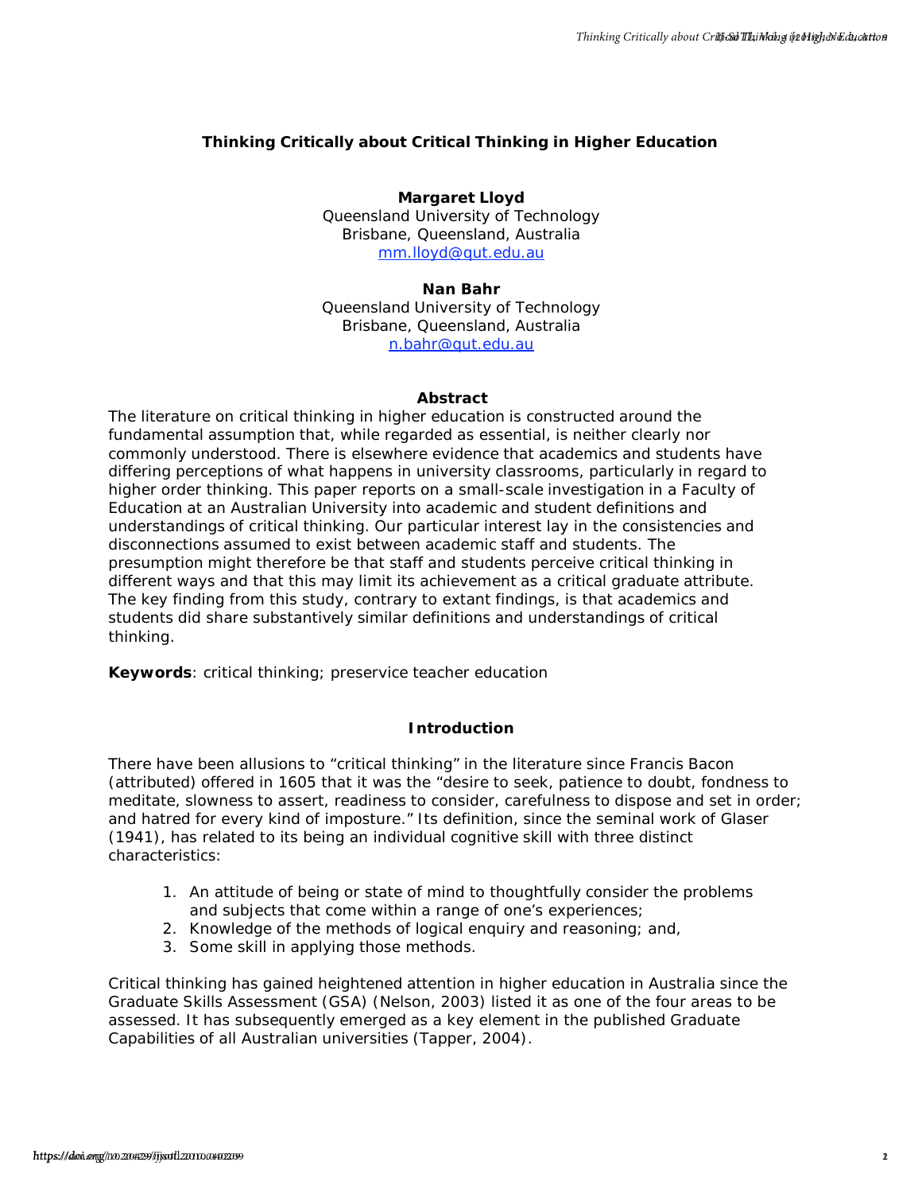# Thinking Critically about Critical Thinking in Higher Education

**Margaret Lloyd**
Queensland University of Technology
Brisbane, Queensland, Australia
mm.lloyd@qut.edu.au

**Nan Bahr**
Queensland University of Technology
Brisbane, Queensland, Australia
n.bahr@qut.edu.au

## Abstract

The literature on critical thinking in higher education is constructed around the fundamental assumption that, while regarded as essential, is neither clearly nor commonly understood. There is elsewhere evidence that academics and students have differing perceptions of what happens in university classrooms, particularly in regard to higher order thinking. This paper reports on a small-scale investigation in a Faculty of Education at an Australian University into academic and student definitions and understandings of critical thinking. Our particular interest lay in the consistencies and disconnections assumed to exist between academic staff and students. The presumption might therefore be that staff and students perceive critical thinking in different ways and that this may limit its achievement as a critical graduate attribute. The key finding from this study, contrary to extant findings, is that academics and students did share substantively similar definitions and understandings of critical thinking.

**Keywords**: critical thinking; preservice teacher education

## Introduction

There have been allusions to "critical thinking" in the literature since Francis Bacon (attributed) offered in 1605 that it was the "desire to seek, patience to doubt, fondness to meditate, slowness to assert, readiness to consider, carefulness to dispose and set in order; and hatred for every kind of imposture." Its definition, since the seminal work of Glaser (1941), has related to its being an individual cognitive skill with three distinct characteristics:

1. An attitude of being or state of mind to thoughtfully consider the problems and subjects that come within a range of one's experiences;
2. Knowledge of the methods of logical enquiry and reasoning; and,
3. Some skill in applying those methods.

Critical thinking has gained heightened attention in higher education in Australia since the Graduate Skills Assessment (GSA) (Nelson, 2003) listed it as one of the four areas to be assessed. It has subsequently emerged as a key element in the published Graduate Capabilities of all Australian universities (Tapper, 2004).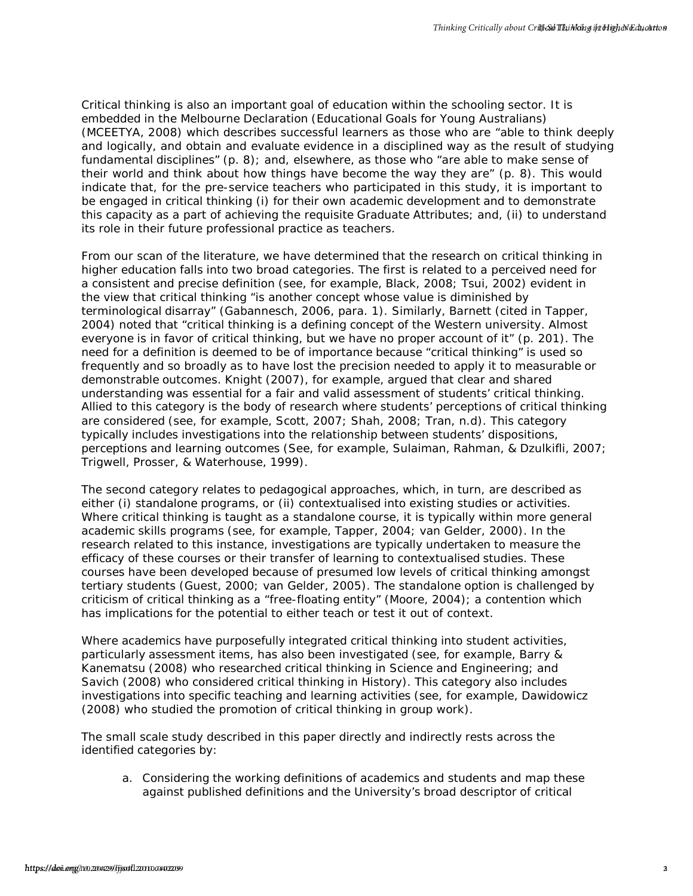Critical thinking is also an important goal of education within the schooling sector. It is embedded in the Melbourne Declaration (Educational Goals for Young Australians) (MCEETYA, 2008) which describes successful learners as those who are "able to think deeply and logically, and obtain and evaluate evidence in a disciplined way as the result of studying fundamental disciplines" (p. 8); and, elsewhere, as those who "are able to make sense of their world and think about how things have become the way they are" (p. 8). This would indicate that, for the pre-service teachers who participated in this study, it is important to be engaged in critical thinking (i) for their own academic development and to demonstrate this capacity as a part of achieving the requisite Graduate Attributes; and, (ii) to understand its role in their future professional practice as teachers.

From our scan of the literature, we have determined that the research on critical thinking in higher education falls into two broad categories. The first is related to a perceived need for a consistent and precise definition (see, for example, Black, 2008; Tsui, 2002) evident in the view that critical thinking "is another concept whose value is diminished by terminological disarray" (Gabannesch, 2006, para. 1). Similarly, Barnett (cited in Tapper, 2004) noted that "critical thinking is a defining concept of the Western university. Almost everyone is in favor of critical thinking, but we have no proper account of it" (p. 201). The need for a definition is deemed to be of importance because "critical thinking" is used so frequently and so broadly as to have lost the precision needed to apply it to measurable or demonstrable outcomes. Knight (2007), for example, argued that clear and shared understanding was essential for a fair and valid assessment of students' critical thinking. Allied to this category is the body of research where students' perceptions of critical thinking are considered (see, for example, Scott, 2007; Shah, 2008; Tran, n.d). This category typically includes investigations into the relationship between students' dispositions, perceptions and learning outcomes (See, for example, Sulaiman, Rahman, & Dzulkifli, 2007; Trigwell, Prosser, & Waterhouse, 1999).

The second category relates to pedagogical approaches, which, in turn, are described as either (i) standalone programs, or (ii) contextualised into existing studies or activities. Where critical thinking is taught as a standalone course, it is typically within more general academic skills programs (see, for example, Tapper, 2004; van Gelder, 2000). In the research related to this instance, investigations are typically undertaken to measure the efficacy of these courses or their transfer of learning to contextualised studies. These courses have been developed because of presumed low levels of critical thinking amongst tertiary students (Guest, 2000; van Gelder, 2005). The standalone option is challenged by criticism of critical thinking as a "free-floating entity" (Moore, 2004); a contention which has implications for the potential to either teach or test it out of context.

Where academics have purposefully integrated critical thinking into student activities, particularly assessment items, has also been investigated (see, for example, Barry & Kanematsu (2008) who researched critical thinking in Science and Engineering; and Savich (2008) who considered critical thinking in History). This category also includes investigations into specific teaching and learning activities (see, for example, Dawidowicz (2008) who studied the promotion of critical thinking in group work).

The small scale study described in this paper directly and indirectly rests across the identified categories by:

a. Considering the working definitions of academics and students and map these against published definitions and the University's broad descriptor of critical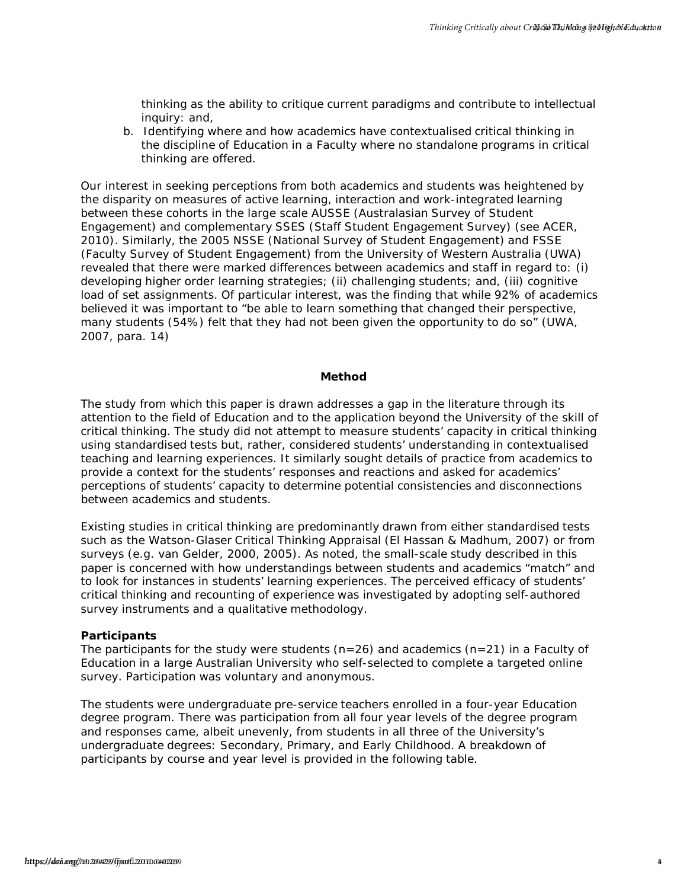thinking as the ability to critique current paradigms and contribute to intellectual inquiry: and,

b. Identifying where and how academics have contextualised critical thinking in the discipline of Education in a Faculty where no standalone programs in critical thinking are offered.

Our interest in seeking perceptions from both academics and students was heightened by the disparity on measures of active learning, interaction and work-integrated learning between these cohorts in the large scale AUSSE (Australasian Survey of Student Engagement) and complementary SSES (Staff Student Engagement Survey) (see ACER, 2010). Similarly, the 2005 NSSE (National Survey of Student Engagement) and FSSE (Faculty Survey of Student Engagement) from the University of Western Australia (UWA) revealed that there were marked differences between academics and staff in regard to: (i) developing higher order learning strategies; (ii) challenging students; and, (iii) cognitive load of set assignments. Of particular interest, was the finding that while 92% of academics believed it was important to "be able to learn something that changed their perspective, many students (54%) felt that they had not been given the opportunity to do so" (UWA, 2007, para. 14)

## Method

The study from which this paper is drawn addresses a gap in the literature through its attention to the field of Education and to the application beyond the University of the skill of critical thinking. The study did not attempt to measure students' capacity in critical thinking using standardised tests but, rather, considered students' understanding in contextualised teaching and learning experiences. It similarly sought details of practice from academics to provide a context for the students' responses and reactions and asked for academics' perceptions of students' capacity to determine potential consistencies and disconnections between academics and students.

Existing studies in critical thinking are predominantly drawn from either standardised tests such as the Watson-Glaser Critical Thinking Appraisal (El Hassan & Madhum, 2007) or from surveys (e.g. van Gelder, 2000, 2005). As noted, the small-scale study described in this paper is concerned with how understandings between students and academics "match" and to look for instances in students' learning experiences. The perceived efficacy of students' critical thinking and recounting of experience was investigated by adopting self-authored survey instruments and a qualitative methodology.

### Participants

The participants for the study were students (n=26) and academics (n=21) in a Faculty of Education in a large Australian University who self-selected to complete a targeted online survey. Participation was voluntary and anonymous.

The students were undergraduate pre-service teachers enrolled in a four-year Education degree program. There was participation from all four year levels of the degree program and responses came, albeit unevenly, from students in all three of the University's undergraduate degrees: Secondary, Primary, and Early Childhood. A breakdown of participants by course and year level is provided in the following table.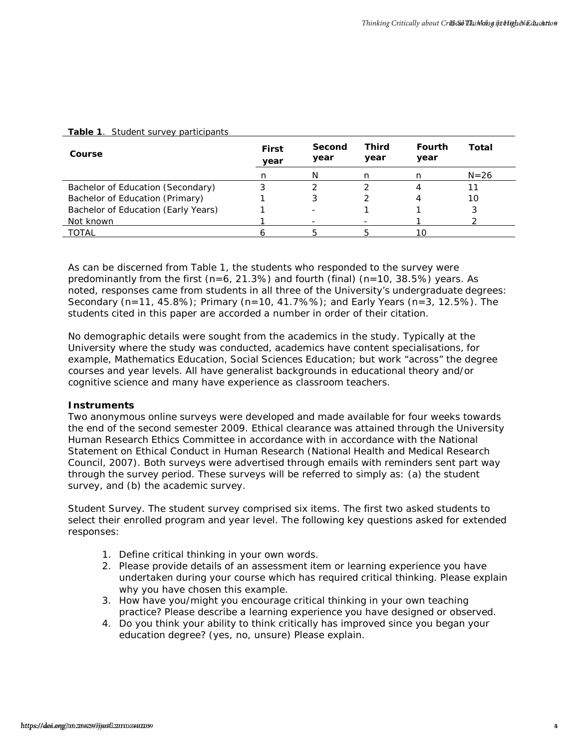**Table 1**. Student survey participants

| Course | First year | Second year | Third year | Fourth year | Total |
|---|---|---|---|---|---|
| | n | N | n | n | N=26 |
| Bachelor of Education (Secondary) | 3 | 2 | 2 | 4 | 11 |
| Bachelor of Education (Primary) | 1 | 3 | 2 | 4 | 10 |
| Bachelor of Education (Early Years) | 1 | - | 1 | 1 | 3 |
| Not known | 1 | - | - | 1 | 2 |
| TOTAL | 6 | 5 | 5 | 10 | |

As can be discerned from Table 1, the students who responded to the survey were predominantly from the first (n=6, 21.3%) and fourth (final) (n=10, 38.5%) years. As noted, responses came from students in all three of the University's undergraduate degrees: Secondary (n=11, 45.8%); Primary (n=10, 41.7%%); and Early Years (n=3, 12.5%). The students cited in this paper are accorded a number in order of their citation.

No demographic details were sought from the academics in the study. Typically at the University where the study was conducted, academics have content specialisations, for example, Mathematics Education, Social Sciences Education; but work "across" the degree courses and year levels. All have generalist backgrounds in educational theory and/or cognitive science and many have experience as classroom teachers.

**Instruments**

Two anonymous online surveys were developed and made available for four weeks towards the end of the second semester 2009. Ethical clearance was attained through the University Human Research Ethics Committee in accordance with in accordance with the National Statement on Ethical Conduct in Human Research (National Health and Medical Research Council, 2007). Both surveys were advertised through emails with reminders sent part way through the survey period. These surveys will be referred to simply as: (a) the student survey, and (b) the academic survey.

Student Survey. The student survey comprised six items. The first two asked students to select their enrolled program and year level. The following key questions asked for extended responses:

1. Define critical thinking in your own words.
2. Please provide details of an assessment item or learning experience you have undertaken during your course which has required critical thinking. Please explain why you have chosen this example.
3. How have you/might you encourage critical thinking in your own teaching practice? Please describe a learning experience you have designed or observed.
4. Do you think your ability to think critically has improved since you began your education degree? (yes, no, unsure) Please explain.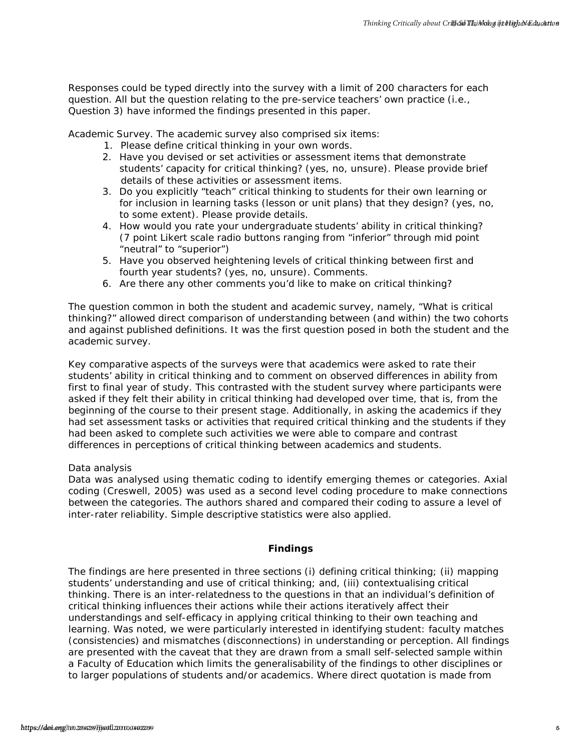Responses could be typed directly into the survey with a limit of 200 characters for each question. All but the question relating to the pre-service teachers' own practice (i.e., Question 3) have informed the findings presented in this paper.

Academic Survey. The academic survey also comprised six items:

1. Please define critical thinking in your own words.
2. Have you devised or set activities or assessment items that demonstrate students' capacity for critical thinking? (yes, no, unsure). Please provide brief details of these activities or assessment items.
3. Do you explicitly "teach" critical thinking to students for their own learning or for inclusion in learning tasks (lesson or unit plans) that they design? (yes, no, to some extent). Please provide details.
4. How would you rate your undergraduate students' ability in critical thinking? (7 point Likert scale radio buttons ranging from "inferior" through mid point "neutral" to "superior")
5. Have you observed heightening levels of critical thinking between first and fourth year students? (yes, no, unsure). Comments.
6. Are there any other comments you'd like to make on critical thinking?

The question common in both the student and academic survey, namely, "What is critical thinking?" allowed direct comparison of understanding between (and within) the two cohorts and against published definitions. It was the first question posed in both the student and the academic survey.

Key comparative aspects of the surveys were that academics were asked to rate their students' ability in critical thinking and to comment on observed differences in ability from first to final year of study. This contrasted with the student survey where participants were asked if they felt their ability in critical thinking had developed over time, that is, from the beginning of the course to their present stage. Additionally, in asking the academics if they had set assessment tasks or activities that required critical thinking and the students if they had been asked to complete such activities we were able to compare and contrast differences in perceptions of critical thinking between academics and students.

### Data analysis

Data was analysed using thematic coding to identify emerging themes or categories. Axial coding (Creswell, 2005) was used as a second level coding procedure to make connections between the categories. The authors shared and compared their coding to assure a level of inter-rater reliability. Simple descriptive statistics were also applied.

## Findings

The findings are here presented in three sections (i) defining critical thinking; (ii) mapping students' understanding and use of critical thinking; and, (iii) contextualising critical thinking. There is an inter-relatedness to the questions in that an individual's definition of critical thinking influences their actions while their actions iteratively affect their understandings and self-efficacy in applying critical thinking to their own teaching and learning. Was noted, we were particularly interested in identifying student: faculty matches (consistencies) and mismatches (disconnections) in understanding or perception. All findings are presented with the caveat that they are drawn from a small self-selected sample within a Faculty of Education which limits the generalisability of the findings to other disciplines or to larger populations of students and/or academics. Where direct quotation is made from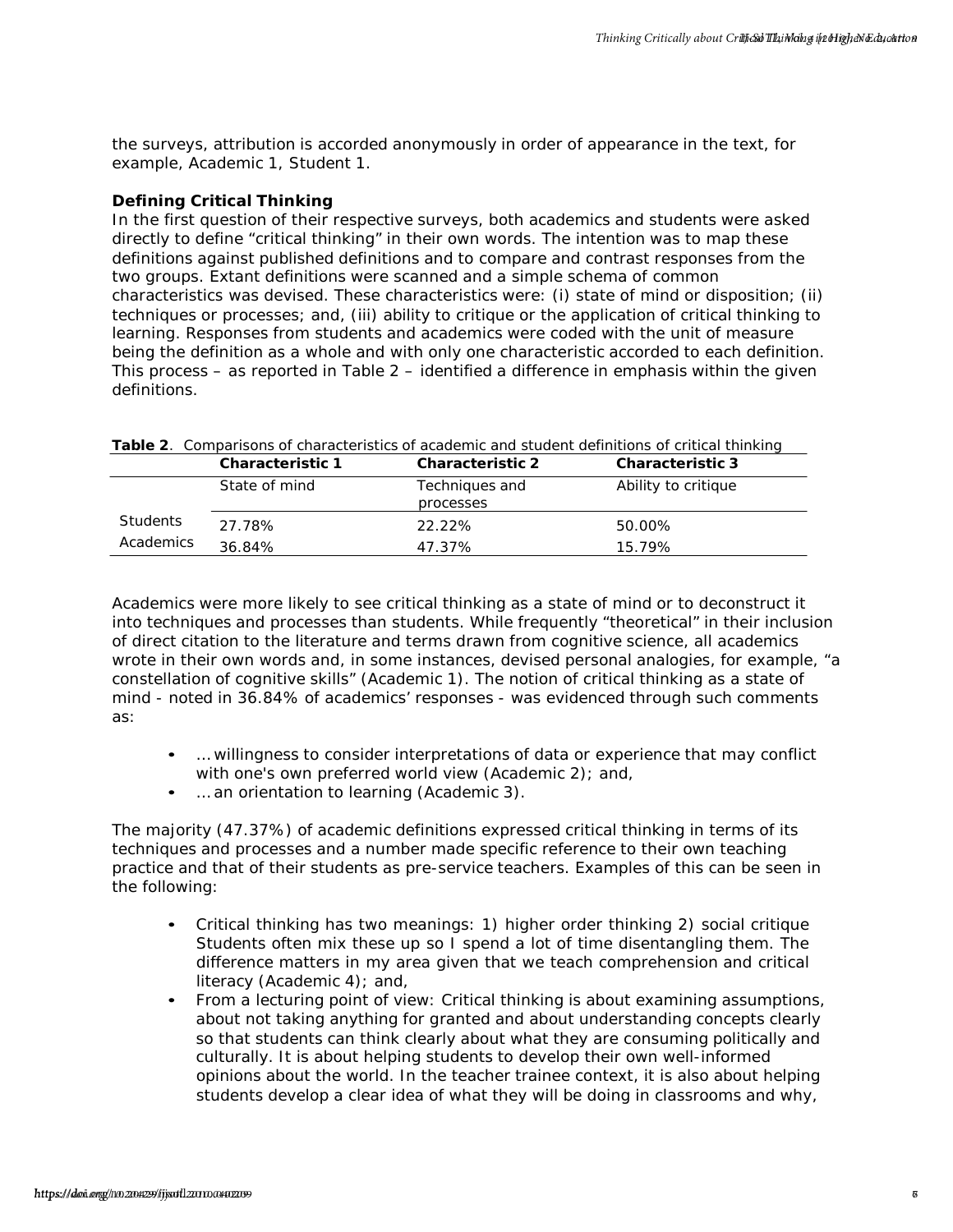the surveys, attribution is accorded anonymously in order of appearance in the text, for example, Academic 1, Student 1.

### Defining Critical Thinking

In the first question of their respective surveys, both academics and students were asked directly to define "critical thinking" in their own words. The intention was to map these definitions against published definitions and to compare and contrast responses from the two groups. Extant definitions were scanned and a simple schema of common characteristics was devised. These characteristics were: (i) state of mind or disposition; (ii) techniques or processes; and, (iii) ability to critique or the application of critical thinking to learning. Responses from students and academics were coded with the unit of measure being the definition as a whole and with only one characteristic accorded to each definition. This process – as reported in Table 2 – identified a difference in emphasis within the given definitions.

**Table 2**. Comparisons of characteristics of academic and student definitions of critical thinking

| | **Characteristic 1** | **Characteristic 2** | **Characteristic 3** |
|---|---|---|---|
| | State of mind | Techniques and processes | Ability to critique |
| Students | 27.78% | 22.22% | 50.00% |
| Academics | 36.84% | 47.37% | 15.79% |

Academics were more likely to see critical thinking as a state of mind or to deconstruct it into techniques and processes than students. While frequently "theoretical" in their inclusion of direct citation to the literature and terms drawn from cognitive science, all academics wrote in their own words and, in some instances, devised personal analogies, for example, "a constellation of cognitive skills" (Academic 1). The notion of critical thinking as a state of mind - noted in 36.84% of academics' responses - was evidenced through such comments as:

- … willingness to consider interpretations of data or experience that may conflict with one's own preferred world view (Academic 2); and,
- … an orientation to learning (Academic 3).

The majority (47.37%) of academic definitions expressed critical thinking in terms of its techniques and processes and a number made specific reference to their own teaching practice and that of their students as pre-service teachers. Examples of this can be seen in the following:

- Critical thinking has two meanings: 1) higher order thinking 2) social critique Students often mix these up so I spend a lot of time disentangling them. The difference matters in my area given that we teach comprehension and critical literacy (Academic 4); and,
- From a lecturing point of view: Critical thinking is about examining assumptions, about not taking anything for granted and about understanding concepts clearly so that students can think clearly about what they are consuming politically and culturally. It is about helping students to develop their own well-informed opinions about the world. In the teacher trainee context, it is also about helping students develop a clear idea of what they will be doing in classrooms and why,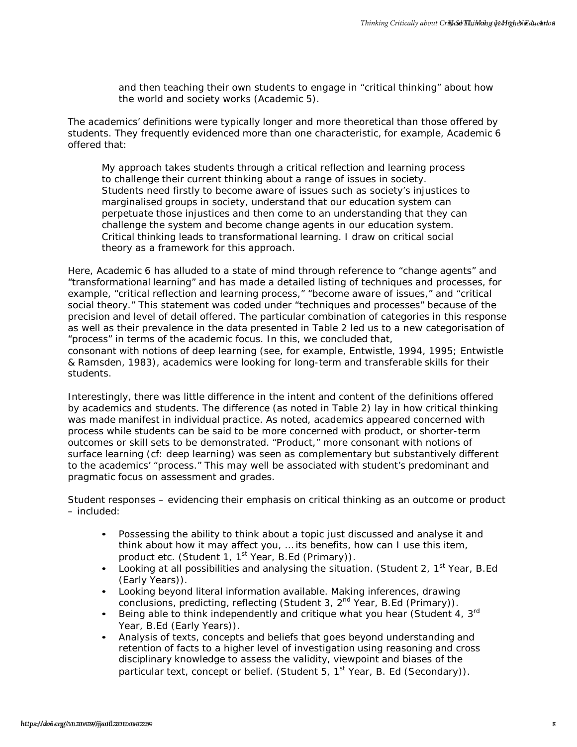> and then teaching their own students to engage in "critical thinking" about how the world and society works (Academic 5).

The academics' definitions were typically longer and more theoretical than those offered by students. They frequently evidenced more than one characteristic, for example, Academic 6 offered that:

> My approach takes students through a critical reflection and learning process to challenge their current thinking about a range of issues in society. Students need firstly to become aware of issues such as society's injustices to marginalised groups in society, understand that our education system can perpetuate those injustices and then come to an understanding that they can challenge the system and become change agents in our education system. Critical thinking leads to transformational learning. I draw on critical social theory as a framework for this approach.

Here, Academic 6 has alluded to a state of mind through reference to "change agents" and "transformational learning" and has made a detailed listing of techniques and processes, for example, "critical reflection and learning process," "become aware of issues," and "critical social theory." This statement was coded under "techniques and processes" because of the precision and level of detail offered. The particular combination of categories in this response as well as their prevalence in the data presented in Table 2 led us to a new categorisation of "process" in terms of the academic focus. In this, we concluded that, consonant with notions of deep learning (see, for example, Entwistle, 1994, 1995; Entwistle & Ramsden, 1983), academics were looking for long-term and transferable skills for their students.

Interestingly, there was little difference in the intent and content of the definitions offered by academics and students. The difference (as noted in Table 2) lay in how critical thinking was made manifest in individual practice. As noted, academics appeared concerned with process while students can be said to be more concerned with product, or shorter-term outcomes or skill sets to be demonstrated. "Product," more consonant with notions of surface learning (cf: deep learning) was seen as complementary but substantively different to the academics' "process." This may well be associated with student's predominant and pragmatic focus on assessment and grades.

Student responses – evidencing their emphasis on critical thinking as an outcome or product – included:

- Possessing the ability to think about a topic just discussed and analyse it and think about how it may affect you, … its benefits, how can I use this item, product etc. (Student 1, 1st Year, B.Ed (Primary)).
- Looking at all possibilities and analysing the situation. (Student 2, 1st Year, B.Ed (Early Years)).
- Looking beyond literal information available. Making inferences, drawing conclusions, predicting, reflecting (Student 3, 2nd Year, B.Ed (Primary)).
- Being able to think independently and critique what you hear (Student 4, 3rd Year, B.Ed (Early Years)).
- Analysis of texts, concepts and beliefs that goes beyond understanding and retention of facts to a higher level of investigation using reasoning and cross disciplinary knowledge to assess the validity, viewpoint and biases of the particular text, concept or belief. (Student 5, 1st Year, B. Ed (Secondary)).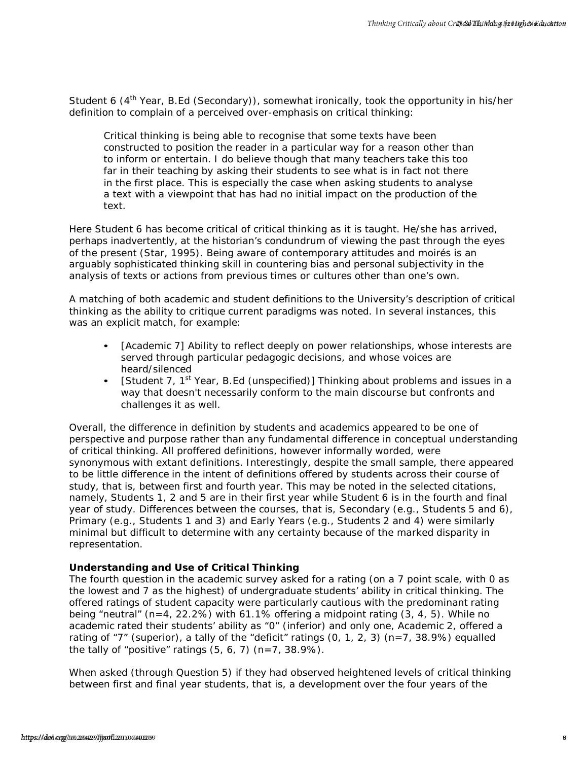Student 6 (4th Year, B.Ed (Secondary)), somewhat ironically, took the opportunity in his/her definition to complain of a perceived over-emphasis on critical thinking:

> Critical thinking is being able to recognise that some texts have been constructed to position the reader in a particular way for a reason other than to inform or entertain. I do believe though that many teachers take this too far in their teaching by asking their students to see what is in fact not there in the first place. This is especially the case when asking students to analyse a text with a viewpoint that has had no initial impact on the production of the text.

Here Student 6 has become critical of critical thinking as it is taught. He/she has arrived, perhaps inadvertently, at the historian's condundrum of viewing the past through the eyes of the present (Star, 1995). Being aware of contemporary attitudes and moirés is an arguably sophisticated thinking skill in countering bias and personal subjectivity in the analysis of texts or actions from previous times or cultures other than one's own.

A matching of both academic and student definitions to the University's description of critical thinking as the ability to critique current paradigms was noted. In several instances, this was an explicit match, for example:

- [Academic 7] Ability to reflect deeply on power relationships, whose interests are served through particular pedagogic decisions, and whose voices are heard/silenced
- [Student 7, 1st Year, B.Ed (unspecified)] Thinking about problems and issues in a way that doesn't necessarily conform to the main discourse but confronts and challenges it as well.

Overall, the difference in definition by students and academics appeared to be one of perspective and purpose rather than any fundamental difference in conceptual understanding of critical thinking. All proffered definitions, however informally worded, were synonymous with extant definitions. Interestingly, despite the small sample, there appeared to be little difference in the intent of definitions offered by students across their course of study, that is, between first and fourth year. This may be noted in the selected citations, namely, Students 1, 2 and 5 are in their first year while Student 6 is in the fourth and final year of study. Differences between the courses, that is, Secondary (e.g., Students 5 and 6), Primary (e.g., Students 1 and 3) and Early Years (e.g., Students 2 and 4) were similarly minimal but difficult to determine with any certainty because of the marked disparity in representation.

**Understanding and Use of Critical Thinking**

The fourth question in the academic survey asked for a rating (on a 7 point scale, with 0 as the lowest and 7 as the highest) of undergraduate students' ability in critical thinking. The offered ratings of student capacity were particularly cautious with the predominant rating being "neutral" (n=4, 22.2%) with 61.1% offering a midpoint rating (3, 4, 5). While no academic rated their students' ability as "0" (inferior) and only one, Academic 2, offered a rating of "7" (superior), a tally of the "deficit" ratings (0, 1, 2, 3) (n=7, 38.9%) equalled the tally of "positive" ratings (5, 6, 7) (n=7, 38.9%).

When asked (through Question 5) if they had observed heightened levels of critical thinking between first and final year students, that is, a development over the four years of the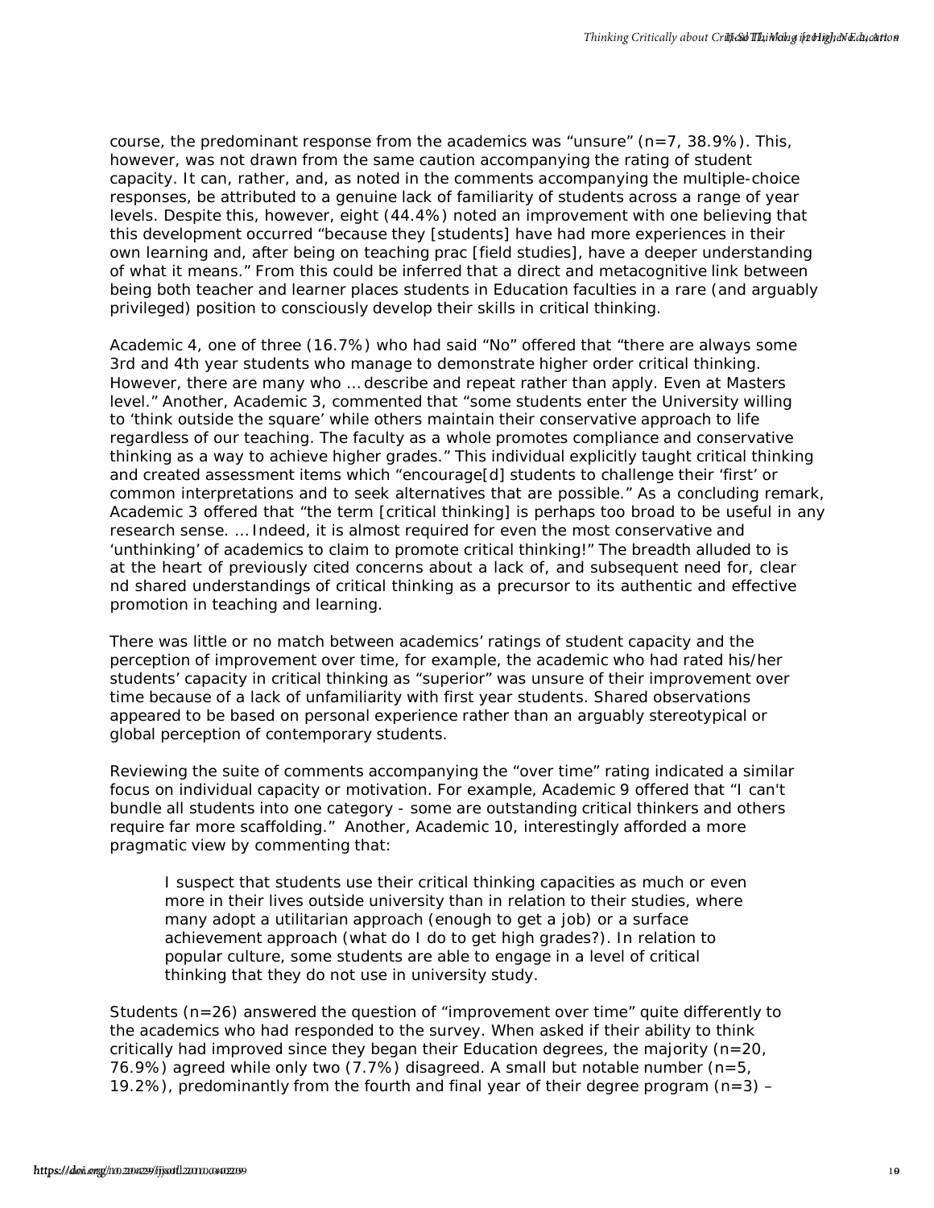course, the predominant response from the academics was "unsure" (n=7, 38.9%). This, however, was not drawn from the same caution accompanying the rating of student capacity. It can, rather, and, as noted in the comments accompanying the multiple-choice responses, be attributed to a genuine lack of familiarity of students across a range of year levels. Despite this, however, eight (44.4%) noted an improvement with one believing that this development occurred "because they [students] have had more experiences in their own learning and, after being on teaching prac [field studies], have a deeper understanding of what it means." From this could be inferred that a direct and metacognitive link between being both teacher and learner places students in Education faculties in a rare (and arguably privileged) position to consciously develop their skills in critical thinking.

Academic 4, one of three (16.7%) who had said "No" offered that "there are always some 3rd and 4th year students who manage to demonstrate higher order critical thinking. However, there are many who … describe and repeat rather than apply. Even at Masters level." Another, Academic 3, commented that "some students enter the University willing to 'think outside the square' while others maintain their conservative approach to life regardless of our teaching. The faculty as a whole promotes compliance and conservative thinking as a way to achieve higher grades." This individual explicitly taught critical thinking and created assessment items which "encourage[d] students to challenge their 'first' or common interpretations and to seek alternatives that are possible." As a concluding remark, Academic 3 offered that "the term [critical thinking] is perhaps too broad to be useful in any research sense. … Indeed, it is almost required for even the most conservative and 'unthinking' of academics to claim to promote critical thinking!" The breadth alluded to is at the heart of previously cited concerns about a lack of, and subsequent need for, clear nd shared understandings of critical thinking as a precursor to its authentic and effective promotion in teaching and learning.

There was little or no match between academics' ratings of student capacity and the perception of improvement over time, for example, the academic who had rated his/her students' capacity in critical thinking as "superior" was unsure of their improvement over time because of a lack of unfamiliarity with first year students. Shared observations appeared to be based on personal experience rather than an arguably stereotypical or global perception of contemporary students.

Reviewing the suite of comments accompanying the "over time" rating indicated a similar focus on individual capacity or motivation. For example, Academic 9 offered that "I can't bundle all students into one category - some are outstanding critical thinkers and others require far more scaffolding." Another, Academic 10, interestingly afforded a more pragmatic view by commenting that:

> I suspect that students use their critical thinking capacities as much or even more in their lives outside university than in relation to their studies, where many adopt a utilitarian approach (enough to get a job) or a surface achievement approach (what do I do to get high grades?). In relation to popular culture, some students are able to engage in a level of critical thinking that they do not use in university study.

Students (n=26) answered the question of "improvement over time" quite differently to the academics who had responded to the survey. When asked if their ability to think critically had improved since they began their Education degrees, the majority (n=20, 76.9%) agreed while only two (7.7%) disagreed. A small but notable number (n=5, 19.2%), predominantly from the fourth and final year of their degree program (n=3) –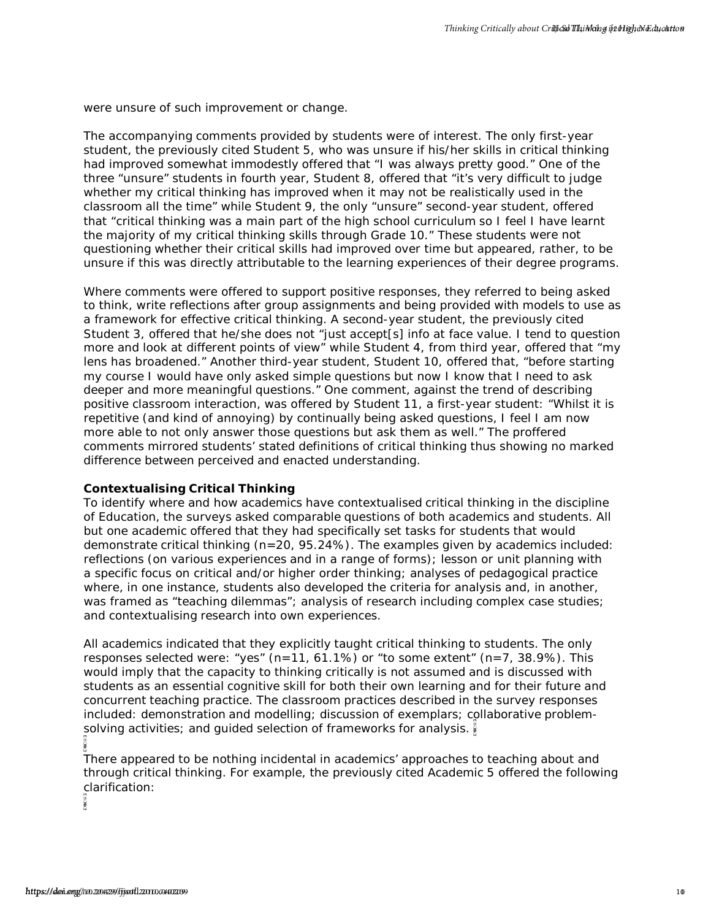were unsure of such improvement or change.

The accompanying comments provided by students were of interest. The only first-year student, the previously cited Student 5, who was unsure if his/her skills in critical thinking had improved somewhat immodestly offered that "I was always pretty good." One of the three "unsure" students in fourth year, Student 8, offered that "it's very difficult to judge whether my critical thinking has improved when it may not be realistically used in the classroom all the time" while Student 9, the only "unsure" second-year student, offered that "critical thinking was a main part of the high school curriculum so I feel I have learnt the majority of my critical thinking skills through Grade 10." These students were not questioning whether their critical skills had improved over time but appeared, rather, to be unsure if this was directly attributable to the learning experiences of their degree programs.

Where comments were offered to support positive responses, they referred to being asked to think, write reflections after group assignments and being provided with models to use as a framework for effective critical thinking. A second-year student, the previously cited Student 3, offered that he/she does not "just accept[s] info at face value. I tend to question more and look at different points of view" while Student 4, from third year, offered that "my lens has broadened." Another third-year student, Student 10, offered that, "before starting my course I would have only asked simple questions but now I know that I need to ask deeper and more meaningful questions." One comment, against the trend of describing positive classroom interaction, was offered by Student 11, a first-year student: "Whilst it is repetitive (and kind of annoying) by continually being asked questions, I feel I am now more able to not only answer those questions but ask them as well." The proffered comments mirrored students' stated definitions of critical thinking thus showing no marked difference between perceived and enacted understanding.

**Contextualising Critical Thinking**

To identify where and how academics have contextualised critical thinking in the discipline of Education, the surveys asked comparable questions of both academics and students. All but one academic offered that they had specifically set tasks for students that would demonstrate critical thinking (n=20, 95.24%). The examples given by academics included: reflections (on various experiences and in a range of forms); lesson or unit planning with a specific focus on critical and/or higher order thinking; analyses of pedagogical practice where, in one instance, students also developed the criteria for analysis and, in another, was framed as "teaching dilemmas"; analysis of research including complex case studies; and contextualising research into own experiences.

All academics indicated that they explicitly taught critical thinking to students. The only responses selected were: "yes" (n=11, 61.1%) or "to some extent" (n=7, 38.9%). This would imply that the capacity to thinking critically is not assumed and is discussed with students as an essential cognitive skill for both their own learning and for their future and concurrent teaching practice. The classroom practices described in the survey responses included: demonstration and modelling; discussion of exemplars; collaborative problem-solving activities; and guided selection of frameworks for analysis.

There appeared to be nothing incidental in academics' approaches to teaching about and through critical thinking. For example, the previously cited Academic 5 offered the following clarification: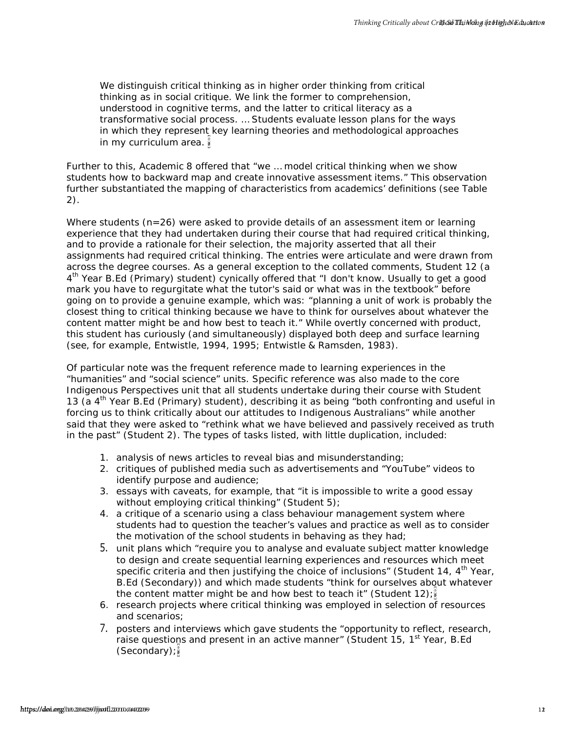> We distinguish critical thinking as in higher order thinking from critical thinking as in social critique. We link the former to comprehension, understood in cognitive terms, and the latter to critical literacy as a transformative social process. … Students evaluate lesson plans for the ways in which they represent key learning theories and methodological approaches in my curriculum area.

Further to this, Academic 8 offered that "we … model critical thinking when we show students how to backward map and create innovative assessment items." This observation further substantiated the mapping of characteristics from academics' definitions (see Table 2).

Where students (n=26) were asked to provide details of an assessment item or learning experience that they had undertaken during their course that had required critical thinking, and to provide a rationale for their selection, the majority asserted that all their assignments had required critical thinking. The entries were articulate and were drawn from across the degree courses. As a general exception to the collated comments, Student 12 (a 4th Year B.Ed (Primary) student) cynically offered that "I don't know. Usually to get a good mark you have to regurgitate what the tutor's said or what was in the textbook" before going on to provide a genuine example, which was: "planning a unit of work is probably the closest thing to critical thinking because we have to think for ourselves about whatever the content matter might be and how best to teach it." While overtly concerned with product, this student has curiously (and simultaneously) displayed both deep and surface learning (see, for example, Entwistle, 1994, 1995; Entwistle & Ramsden, 1983).

Of particular note was the frequent reference made to learning experiences in the "humanities" and "social science" units. Specific reference was also made to the core Indigenous Perspectives unit that all students undertake during their course with Student 13 (a 4th Year B.Ed (Primary) student), describing it as being "both confronting and useful in forcing us to think critically about our attitudes to Indigenous Australians" while another said that they were asked to "rethink what we have believed and passively received as truth in the past" (Student 2). The types of tasks listed, with little duplication, included:

1. analysis of news articles to reveal bias and misunderstanding;
2. critiques of published media such as advertisements and "YouTube" videos to identify purpose and audience;
3. essays with caveats, for example, that "it is impossible to write a good essay without employing critical thinking" (Student 5);
4. a critique of a scenario using a class behaviour management system where students had to question the teacher's values and practice as well as to consider the motivation of the school students in behaving as they had;
5. unit plans which "require you to analyse and evaluate subject matter knowledge to design and create sequential learning experiences and resources which meet specific criteria and then justifying the choice of inclusions" (Student 14, 4th Year, B.Ed (Secondary)) and which made students "think for ourselves about whatever the content matter might be and how best to teach it" (Student 12);
6. research projects where critical thinking was employed in selection of resources and scenarios;
7. posters and interviews which gave students the "opportunity to reflect, research, raise questions and present in an active manner" (Student 15, 1st Year, B.Ed (Secondary);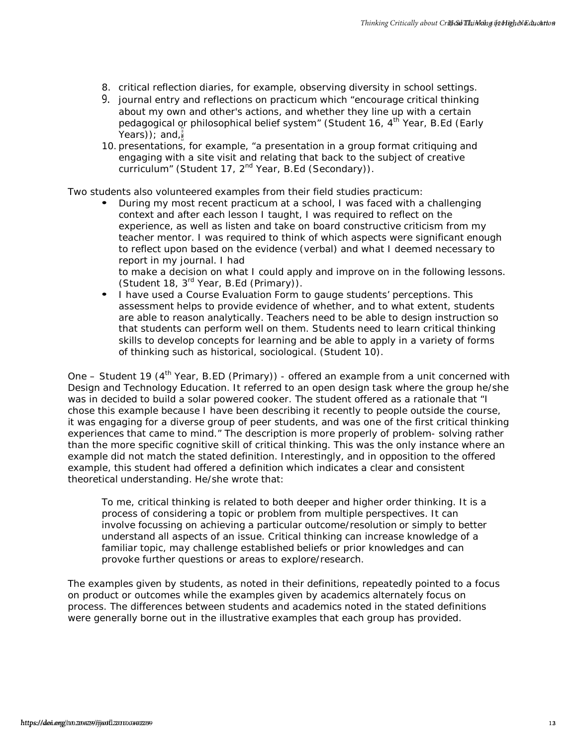8. critical reflection diaries, for example, observing diversity in school settings.
9. journal entry and reflections on practicum which "encourage critical thinking about my own and other's actions, and whether they line up with a certain pedagogical or philosophical belief system" (Student 16, 4th Year, B.Ed (Early Years)); and,
10. presentations, for example, "a presentation in a group format critiquing and engaging with a site visit and relating that back to the subject of creative curriculum" (Student 17, 2nd Year, B.Ed (Secondary)).

Two students also volunteered examples from their field studies practicum:

- During my most recent practicum at a school, I was faced with a challenging context and after each lesson I taught, I was required to reflect on the experience, as well as listen and take on board constructive criticism from my teacher mentor. I was required to think of which aspects were significant enough to reflect upon based on the evidence (verbal) and what I deemed necessary to report in my journal. I had to make a decision on what I could apply and improve on in the following lessons. (Student 18, 3rd Year, B.Ed (Primary)).
- I have used a Course Evaluation Form to gauge students' perceptions. This assessment helps to provide evidence of whether, and to what extent, students are able to reason analytically. Teachers need to be able to design instruction so that students can perform well on them. Students need to learn critical thinking skills to develop concepts for learning and be able to apply in a variety of forms of thinking such as historical, sociological. (Student 10).

One – Student 19 (4th Year, B.ED (Primary)) - offered an example from a unit concerned with Design and Technology Education. It referred to an open design task where the group he/she was in decided to build a solar powered cooker. The student offered as a rationale that "I chose this example because I have been describing it recently to people outside the course, it was engaging for a diverse group of peer students, and was one of the first critical thinking experiences that came to mind." The description is more properly of problem- solving rather than the more specific cognitive skill of critical thinking. This was the only instance where an example did not match the stated definition. Interestingly, and in opposition to the offered example, this student had offered a definition which indicates a clear and consistent theoretical understanding. He/she wrote that:

> To me, critical thinking is related to both deeper and higher order thinking. It is a process of considering a topic or problem from multiple perspectives. It can involve focussing on achieving a particular outcome/resolution or simply to better understand all aspects of an issue. Critical thinking can increase knowledge of a familiar topic, may challenge established beliefs or prior knowledges and can provoke further questions or areas to explore/research.

The examples given by students, as noted in their definitions, repeatedly pointed to a focus on product or outcomes while the examples given by academics alternately focus on process. The differences between students and academics noted in the stated definitions were generally borne out in the illustrative examples that each group has provided.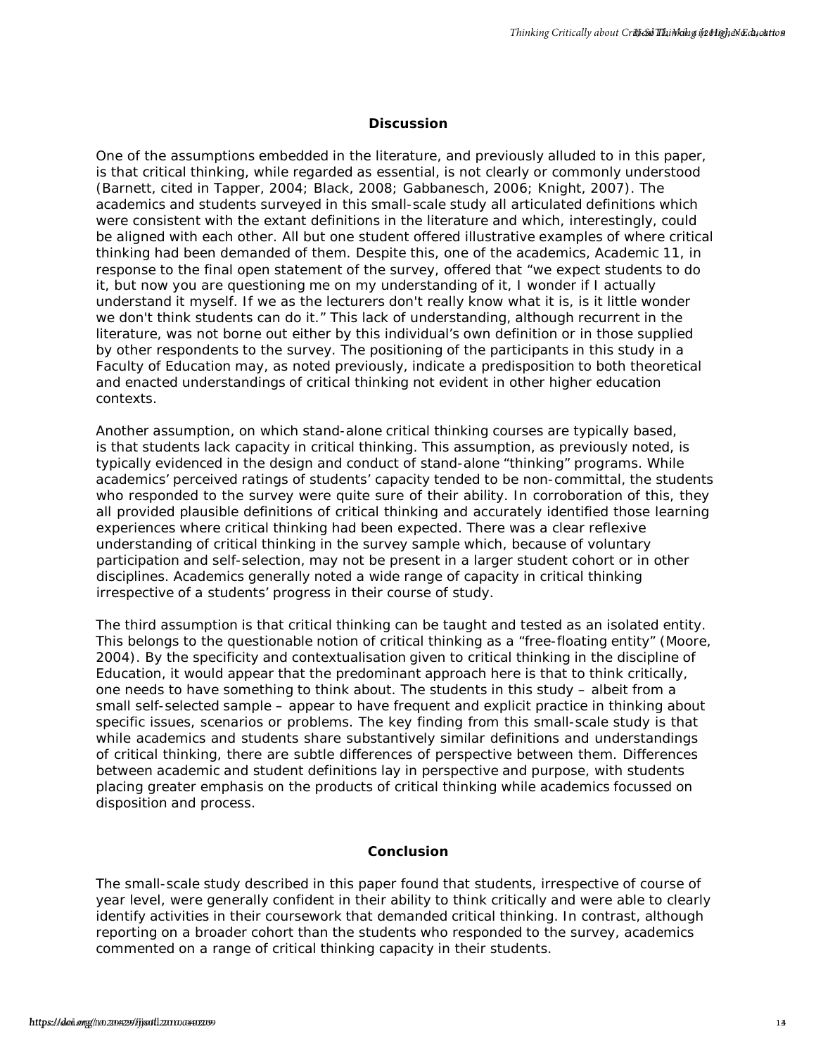## Discussion

One of the assumptions embedded in the literature, and previously alluded to in this paper, is that critical thinking, while regarded as essential, is not clearly or commonly understood (Barnett, cited in Tapper, 2004; Black, 2008; Gabbanesch, 2006; Knight, 2007). The academics and students surveyed in this small-scale study all articulated definitions which were consistent with the extant definitions in the literature and which, interestingly, could be aligned with each other. All but one student offered illustrative examples of where critical thinking had been demanded of them. Despite this, one of the academics, Academic 11, in response to the final open statement of the survey, offered that "we expect students to do it, but now you are questioning me on my understanding of it, I wonder if I actually understand it myself. If we as the lecturers don't really know what it is, is it little wonder we don't think students can do it." This lack of understanding, although recurrent in the literature, was not borne out either by this individual's own definition or in those supplied by other respondents to the survey. The positioning of the participants in this study in a Faculty of Education may, as noted previously, indicate a predisposition to both theoretical and enacted understandings of critical thinking not evident in other higher education contexts.

Another assumption, on which stand-alone critical thinking courses are typically based, is that students lack capacity in critical thinking. This assumption, as previously noted, is typically evidenced in the design and conduct of stand-alone "thinking" programs. While academics' perceived ratings of students' capacity tended to be non-committal, the students who responded to the survey were quite sure of their ability. In corroboration of this, they all provided plausible definitions of critical thinking and accurately identified those learning experiences where critical thinking had been expected. There was a clear reflexive understanding of critical thinking in the survey sample which, because of voluntary participation and self-selection, may not be present in a larger student cohort or in other disciplines. Academics generally noted a wide range of capacity in critical thinking irrespective of a students' progress in their course of study.

The third assumption is that critical thinking can be taught and tested as an isolated entity. This belongs to the questionable notion of critical thinking as a "free-floating entity" (Moore, 2004). By the specificity and contextualisation given to critical thinking in the discipline of Education, it would appear that the predominant approach here is that to think critically, one needs to have something to think about. The students in this study – albeit from a small self-selected sample – appear to have frequent and explicit practice in thinking about specific issues, scenarios or problems. The key finding from this small-scale study is that while academics and students share substantively similar definitions and understandings of critical thinking, there are subtle differences of perspective between them. Differences between academic and student definitions lay in perspective and purpose, with students placing greater emphasis on the products of critical thinking while academics focussed on disposition and process.

## Conclusion

The small-scale study described in this paper found that students, irrespective of course of year level, were generally confident in their ability to think critically and were able to clearly identify activities in their coursework that demanded critical thinking. In contrast, although reporting on a broader cohort than the students who responded to the survey, academics commented on a range of critical thinking capacity in their students.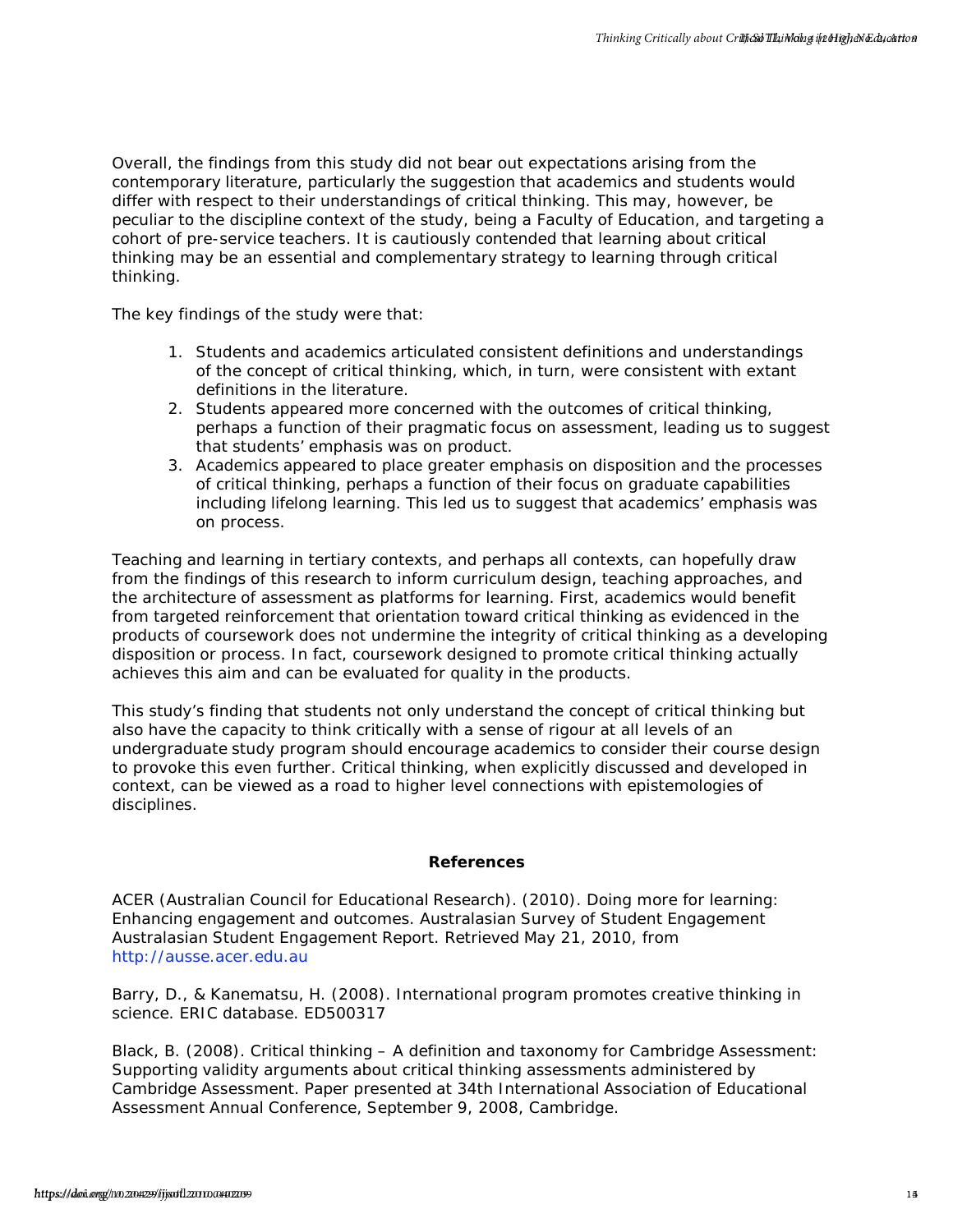Overall, the findings from this study did not bear out expectations arising from the contemporary literature, particularly the suggestion that academics and students would differ with respect to their understandings of critical thinking. This may, however, be peculiar to the discipline context of the study, being a Faculty of Education, and targeting a cohort of pre-service teachers. It is cautiously contended that learning about critical thinking may be an essential and complementary strategy to learning through critical thinking.

The key findings of the study were that:

1. Students and academics articulated consistent definitions and understandings of the concept of critical thinking, which, in turn, were consistent with extant definitions in the literature.
2. Students appeared more concerned with the outcomes of critical thinking, perhaps a function of their pragmatic focus on assessment, leading us to suggest that students' emphasis was on product.
3. Academics appeared to place greater emphasis on disposition and the processes of critical thinking, perhaps a function of their focus on graduate capabilities including lifelong learning. This led us to suggest that academics' emphasis was on process.

Teaching and learning in tertiary contexts, and perhaps all contexts, can hopefully draw from the findings of this research to inform curriculum design, teaching approaches, and the architecture of assessment as platforms for learning. First, academics would benefit from targeted reinforcement that orientation toward critical thinking as evidenced in the products of coursework does not undermine the integrity of critical thinking as a developing disposition or process. In fact, coursework designed to promote critical thinking actually achieves this aim and can be evaluated for quality in the products.

This study's finding that students not only understand the concept of critical thinking but also have the capacity to think critically with a sense of rigour at all levels of an undergraduate study program should encourage academics to consider their course design to provoke this even further. Critical thinking, when explicitly discussed and developed in context, can be viewed as a road to higher level connections with epistemologies of disciplines.

## References

ACER (Australian Council for Educational Research). (2010). Doing more for learning: Enhancing engagement and outcomes. Australasian Survey of Student Engagement Australasian Student Engagement Report. Retrieved May 21, 2010, from http://ausse.acer.edu.au

Barry, D., & Kanematsu, H. (2008). International program promotes creative thinking in science. ERIC database. ED500317

Black, B. (2008). Critical thinking – A definition and taxonomy for Cambridge Assessment: Supporting validity arguments about critical thinking assessments administered by Cambridge Assessment. Paper presented at 34th International Association of Educational Assessment Annual Conference, September 9, 2008, Cambridge.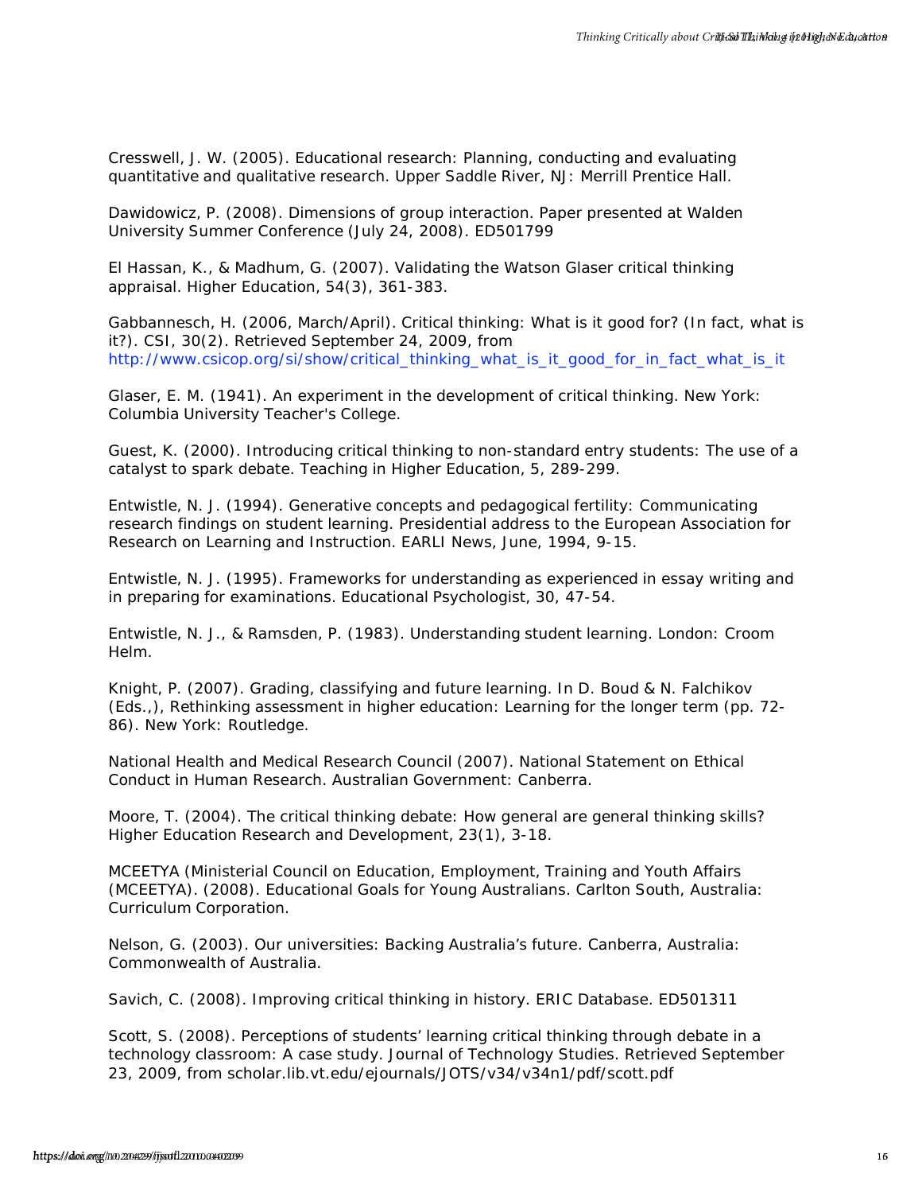Cresswell, J. W. (2005). Educational research: Planning, conducting and evaluating quantitative and qualitative research. Upper Saddle River, NJ: Merrill Prentice Hall.

Dawidowicz, P. (2008). Dimensions of group interaction. Paper presented at Walden University Summer Conference (July 24, 2008). ED501799

El Hassan, K., & Madhum, G. (2007). Validating the Watson Glaser critical thinking appraisal. Higher Education, 54(3), 361-383.

Gabbannesch, H. (2006, March/April). Critical thinking: What is it good for? (In fact, what is it?). CSI, 30(2). Retrieved September 24, 2009, from http://www.csicop.org/si/show/critical_thinking_what_is_it_good_for_in_fact_what_is_it

Glaser, E. M. (1941). An experiment in the development of critical thinking. New York: Columbia University Teacher's College.

Guest, K. (2000). Introducing critical thinking to non-standard entry students: The use of a catalyst to spark debate. Teaching in Higher Education, 5, 289-299.

Entwistle, N. J. (1994). Generative concepts and pedagogical fertility: Communicating research findings on student learning. Presidential address to the European Association for Research on Learning and Instruction. EARLI News, June, 1994, 9-15.

Entwistle, N. J. (1995). Frameworks for understanding as experienced in essay writing and in preparing for examinations. Educational Psychologist, 30, 47-54.

Entwistle, N. J., & Ramsden, P. (1983). Understanding student learning. London: Croom Helm.

Knight, P. (2007). Grading, classifying and future learning. In D. Boud & N. Falchikov (Eds.,), Rethinking assessment in higher education: Learning for the longer term (pp. 72-86). New York: Routledge.

National Health and Medical Research Council (2007). National Statement on Ethical Conduct in Human Research. Australian Government: Canberra.

Moore, T. (2004). The critical thinking debate: How general are general thinking skills? Higher Education Research and Development, 23(1), 3-18.

MCEETYA (Ministerial Council on Education, Employment, Training and Youth Affairs (MCEETYA). (2008). Educational Goals for Young Australians. Carlton South, Australia: Curriculum Corporation.

Nelson, G. (2003). Our universities: Backing Australia's future. Canberra, Australia: Commonwealth of Australia.

Savich, C. (2008). Improving critical thinking in history. ERIC Database. ED501311

Scott, S. (2008). Perceptions of students' learning critical thinking through debate in a technology classroom: A case study. Journal of Technology Studies. Retrieved September 23, 2009, from scholar.lib.vt.edu/ejournals/JOTS/v34/v34n1/pdf/scott.pdf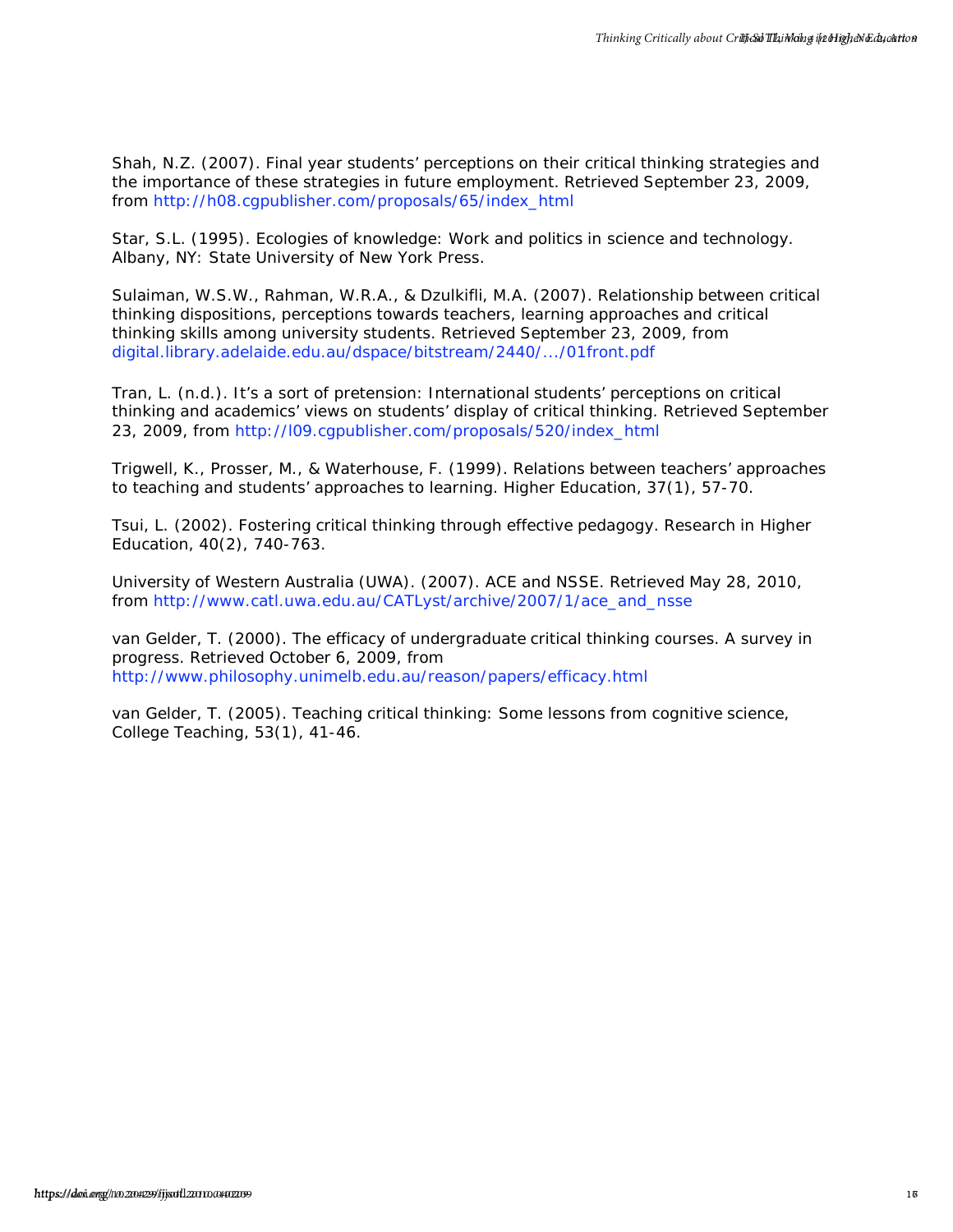Shah, N.Z. (2007). Final year students' perceptions on their critical thinking strategies and the importance of these strategies in future employment. Retrieved September 23, 2009, from http://h08.cgpublisher.com/proposals/65/index_html

Star, S.L. (1995). Ecologies of knowledge: Work and politics in science and technology. Albany, NY: State University of New York Press.

Sulaiman, W.S.W., Rahman, W.R.A., & Dzulkifli, M.A. (2007). Relationship between critical thinking dispositions, perceptions towards teachers, learning approaches and critical thinking skills among university students. Retrieved September 23, 2009, from digital.library.adelaide.edu.au/dspace/bitstream/2440/.../01front.pdf

Tran, L. (n.d.). It's a sort of pretension: International students' perceptions on critical thinking and academics' views on students' display of critical thinking. Retrieved September 23, 2009, from http://l09.cgpublisher.com/proposals/520/index_html

Trigwell, K., Prosser, M., & Waterhouse, F. (1999). Relations between teachers' approaches to teaching and students' approaches to learning. Higher Education, 37(1), 57-70.

Tsui, L. (2002). Fostering critical thinking through effective pedagogy. Research in Higher Education, 40(2), 740-763.

University of Western Australia (UWA). (2007). ACE and NSSE. Retrieved May 28, 2010, from http://www.catl.uwa.edu.au/CATLyst/archive/2007/1/ace_and_nsse

van Gelder, T. (2000). The efficacy of undergraduate critical thinking courses. A survey in progress. Retrieved October 6, 2009, from http://www.philosophy.unimelb.edu.au/reason/papers/efficacy.html

van Gelder, T. (2005). Teaching critical thinking: Some lessons from cognitive science, College Teaching, 53(1), 41-46.